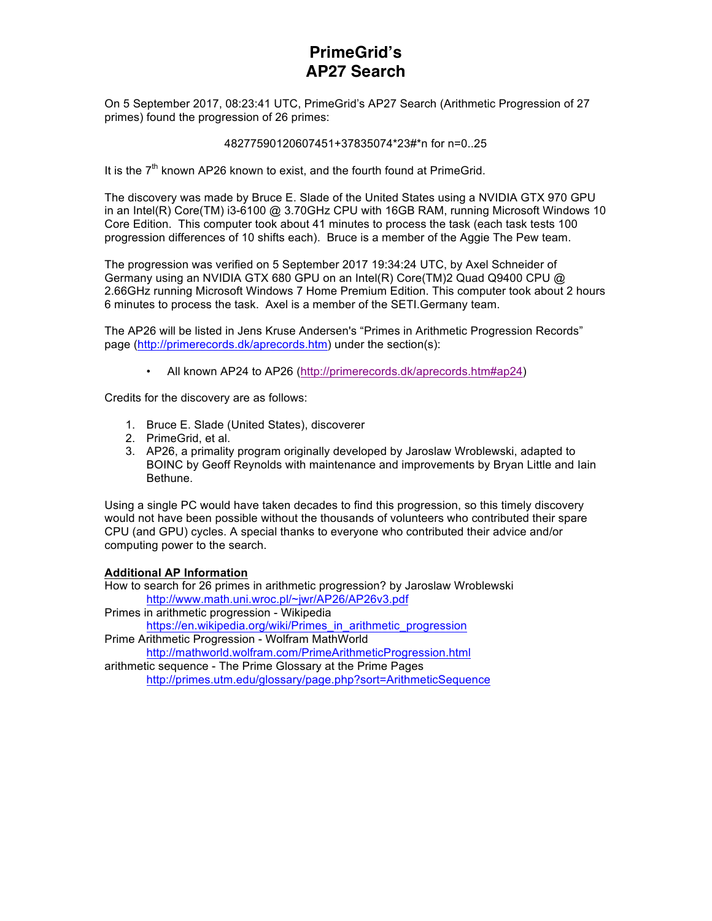# PrimeGrid's
# AP27 Search

On 5 September 2017, 08:23:41 UTC, PrimeGrid's AP27 Search (Arithmetic Progression of 27 primes) found the progression of 26 primes:

$$48277590120607451+37835074*23\#*n \text{ for } n=0..25$$

It is the 7th known AP26 known to exist, and the fourth found at PrimeGrid.

The discovery was made by Bruce E. Slade of the United States using a NVIDIA GTX 970 GPU in an Intel(R) Core(TM) i3-6100 @ 3.70GHz CPU with 16GB RAM, running Microsoft Windows 10 Core Edition. This computer took about 41 minutes to process the task (each task tests 100 progression differences of 10 shifts each). Bruce is a member of the Aggie The Pew team.

The progression was verified on 5 September 2017 19:34:24 UTC, by Axel Schneider of Germany using an NVIDIA GTX 680 GPU on an Intel(R) Core(TM)2 Quad Q9400 CPU @ 2.66GHz running Microsoft Windows 7 Home Premium Edition. This computer took about 2 hours 6 minutes to process the task. Axel is a member of the SETI.Germany team.

The AP26 will be listed in Jens Kruse Andersen's "Primes in Arithmetic Progression Records" page (http://primerecords.dk/aprecords.htm) under the section(s):

- All known AP24 to AP26 (http://primerecords.dk/aprecords.htm#ap24)

Credits for the discovery are as follows:

1. Bruce E. Slade (United States), discoverer
2. PrimeGrid, et al.
3. AP26, a primality program originally developed by Jaroslaw Wroblewski, adapted to BOINC by Geoff Reynolds with maintenance and improvements by Bryan Little and Iain Bethune.

Using a single PC would have taken decades to find this progression, so this timely discovery would not have been possible without the thousands of volunteers who contributed their spare CPU (and GPU) cycles. A special thanks to everyone who contributed their advice and/or computing power to the search.

**Additional AP Information**

How to search for 26 primes in arithmetic progression? by Jaroslaw Wroblewski
    http://www.math.uni.wroc.pl/~jwr/AP26/AP26v3.pdf

Primes in arithmetic progression - Wikipedia
    https://en.wikipedia.org/wiki/Primes_in_arithmetic_progression

Prime Arithmetic Progression - Wolfram MathWorld
    http://mathworld.wolfram.com/PrimeArithmeticProgression.html

arithmetic sequence - The Prime Glossary at the Prime Pages
    http://primes.utm.edu/glossary/page.php?sort=ArithmeticSequence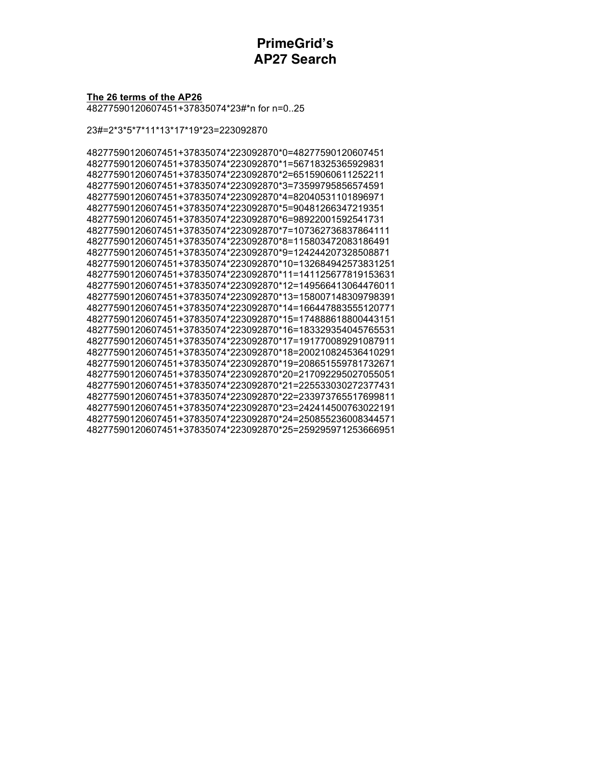# PrimeGrid's AP27 Search

**The 26 terms of the AP26**

43142746595714191+23681770*23#*n for n=0..25

23#=2*3*5*7*11*13*17*19*23=223092870

43142746595714191+23681770*223092870*0=43142746595714191
43142746595714191+23681770*223092870*1=48425980793702091

# PrimeGrid's AP27 Search

**The 26 terms of the AP26**

48277590120607451+37835074*23#*n for n=0..25

23#=2*3*5*7*11*13*17*19*23=223092870

48277590120607451+37835074*223092870*0=48277590120607451
48277590120607451+37835074*223092870*1=56718325365929831
48277590120607451+37835074*223092870*2=65159060611252211
48277590120607451+37835074*223092870*3=73599795856574591
48277590120607451+37835074*223092870*4=82040531101896971
48277590120607451+37835074*223092870*5=90481266347219351
48277590120607451+37835074*223092870*6=98922001592541731
48277590120607451+37835074*223092870*7=107362736837864111
48277590120607451+37835074*223092870*8=115803472083186491
48277590120607451+37835074*223092870*9=124244207328508871
48277590120607451+37835074*223092870*10=132684942573831251
48277590120607451+37835074*223092870*11=141125677819153631
48277590120607451+37835074*223092870*12=149566413064476011
48277590120607451+37835074*223092870*13=158007148309798391
48277590120607451+37835074*223092870*14=166447883555120771
48277590120607451+37835074*223092870*15=174888618800443151
48277590120607451+37835074*223092870*16=183329354045765531
48277590120607451+37835074*223092870*17=191770089291087911
48277590120607451+37835074*223092870*18=200210824536410291
48277590120607451+37835074*223092870*19=208651559781732671
48277590120607451+37835074*223092870*20=217092295027055051
48277590120607451+37835074*223092870*21=225533030272377431
48277590120607451+37835074*223092870*22=233973765517699811
48277590120607451+37835074*223092870*23=242414500763022191
48277590120607451+37835074*223092870*24=250855236008344571
48277590120607451+37835074*223092870*25=259295971253666951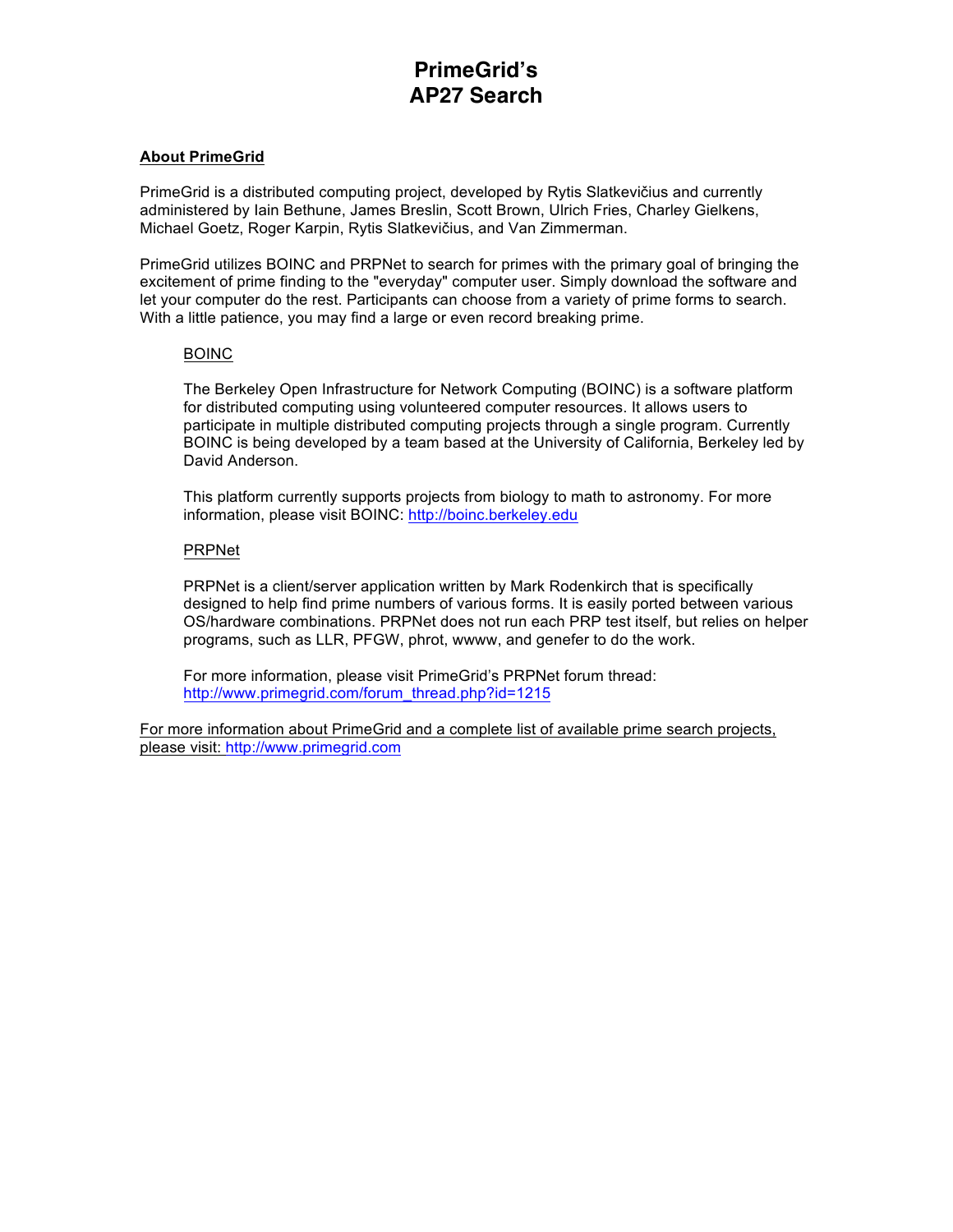# PrimeGrid's AP27 Search

## About PrimeGrid

PrimeGrid is a distributed computing project, developed by Rytis Slatkevičius and currently administered by Iain Bethune, James Breslin, Scott Brown, Ulrich Fries, Charley Gielkens, Michael Goetz, Roger Karpin, Rytis Slatkevičius, and Van Zimmerman.

PrimeGrid utilizes BOINC and PRPNet to search for primes with the primary goal of bringing the excitement of prime finding to the "everyday" computer user. Simply download the software and let your computer do the rest. Participants can choose from a variety of prime forms to search. With a little patience, you may find a large or even record breaking prime.

### BOINC

The Berkeley Open Infrastructure for Network Computing (BOINC) is a software platform for distributed computing using volunteered computer resources. It allows users to participate in multiple distributed computing projects through a single program. Currently BOINC is being developed by a team based at the University of California, Berkeley led by David Anderson.

This platform currently supports projects from biology to math to astronomy. For more information, please visit BOINC: http://boinc.berkeley.edu

### PRPNet

PRPNet is a client/server application written by Mark Rodenkirch that is specifically designed to help find prime numbers of various forms. It is easily ported between various OS/hardware combinations. PRPNet does not run each PRP test itself, but relies on helper programs, such as LLR, PFGW, phrot, wwww, and genefer to do the work.

For more information, please visit PrimeGrid's PRPNet forum thread: http://www.primegrid.com/forum_thread.php?id=1215

For more information about PrimeGrid and a complete list of available prime search projects, please visit: http://www.primegrid.com